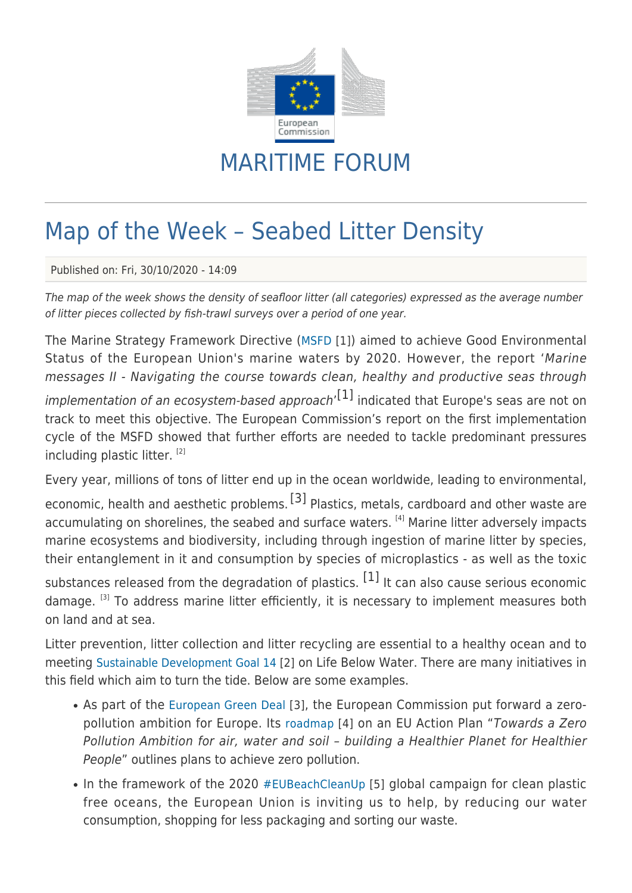# MARITIME FORUM

## Map of the Week – Seabed Litter Density

Published on: Fri, 30/10/2020 - 14:09

*The map of the week shows the density of seafloor litter (all categories) expressed as the average number of litter pieces collected by fish-trawl surveys over a period of one year.*

The Marine Strategy Framework Directive (MSFD [1]) aimed to achieve Good Environmental Status of the European Union's marine waters by 2020. However, the report '*Marine messages II - Navigating the course towards clean, healthy and productive seas through implementation of an ecosystem-based approach*'[1] indicated that Europe's seas are not on track to meet this objective. The European Commission's report on the first implementation cycle of the MSFD showed that further efforts are needed to tackle predominant pressures including plastic litter. [2]

Every year, millions of tons of litter end up in the ocean worldwide, leading to environmental, economic, health and aesthetic problems. [3] Plastics, metals, cardboard and other waste are accumulating on shorelines, the seabed and surface waters. [4] Marine litter adversely impacts marine ecosystems and biodiversity, including through ingestion of marine litter by species, their entanglement in it and consumption by species of microplastics - as well as the toxic substances released from the degradation of plastics. [1] It can also cause serious economic damage. [3] To address marine litter efficiently, it is necessary to implement measures both on land and at sea.

Litter prevention, litter collection and litter recycling are essential to a healthy ocean and to meeting Sustainable Development Goal 14 [2] on Life Below Water. There are many initiatives in this field which aim to turn the tide. Below are some examples.

- As part of the European Green Deal [3], the European Commission put forward a zero-pollution ambition for Europe. Its roadmap [4] on an EU Action Plan "*Towards a Zero Pollution Ambition for air, water and soil – building a Healthier Planet for Healthier People*" outlines plans to achieve zero pollution.
- In the framework of the 2020 #EUBeachCleanUp [5] global campaign for clean plastic free oceans, the European Union is inviting us to help, by reducing our water consumption, shopping for less packaging and sorting our waste.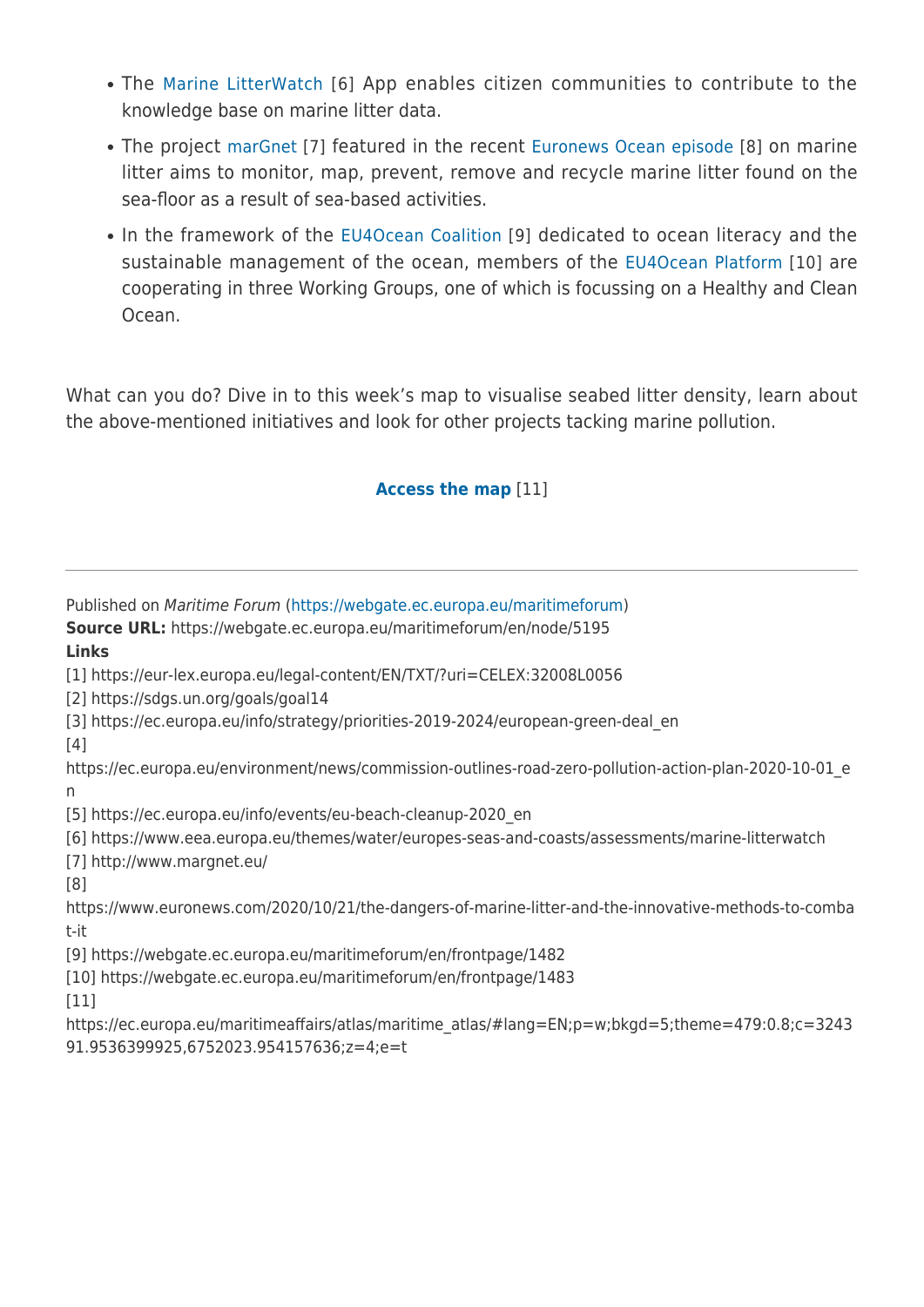- The Marine LitterWatch [6] App enables citizen communities to contribute to the knowledge base on marine litter data.
- The project marGnet [7] featured in the recent Euronews Ocean episode [8] on marine litter aims to monitor, map, prevent, remove and recycle marine litter found on the sea-floor as a result of sea-based activities.
- In the framework of the EU4Ocean Coalition [9] dedicated to ocean literacy and the sustainable management of the ocean, members of the EU4Ocean Platform [10] are cooperating in three Working Groups, one of which is focussing on a Healthy and Clean Ocean.

What can you do? Dive in to this week's map to visualise seabed litter density, learn about the above-mentioned initiatives and look for other projects tacking marine pollution.

**Access the map** [11]

---

Published on *Maritime Forum* (https://webgate.ec.europa.eu/maritimeforum)
**Source URL:** https://webgate.ec.europa.eu/maritimeforum/en/node/5195
**Links**
[1] https://eur-lex.europa.eu/legal-content/EN/TXT/?uri=CELEX:32008L0056
[2] https://sdgs.un.org/goals/goal14
[3] https://ec.europa.eu/info/strategy/priorities-2019-2024/european-green-deal_en
[4] https://ec.europa.eu/environment/news/commission-outlines-road-zero-pollution-action-plan-2020-10-01_en
[5] https://ec.europa.eu/info/events/eu-beach-cleanup-2020_en
[6] https://www.eea.europa.eu/themes/water/europes-seas-and-coasts/assessments/marine-litterwatch
[7] http://www.margnet.eu/
[8] https://www.euronews.com/2020/10/21/the-dangers-of-marine-litter-and-the-innovative-methods-to-combat-it
[9] https://webgate.ec.europa.eu/maritimeforum/en/frontpage/1482
[10] https://webgate.ec.europa.eu/maritimeforum/en/frontpage/1483
[11] https://ec.europa.eu/maritimeaffairs/atlas/maritime_atlas/#lang=EN;p=w;bkgd=5;theme=479:0.8;c=324391.9536399925,6752023.954157636;z=4;e=t